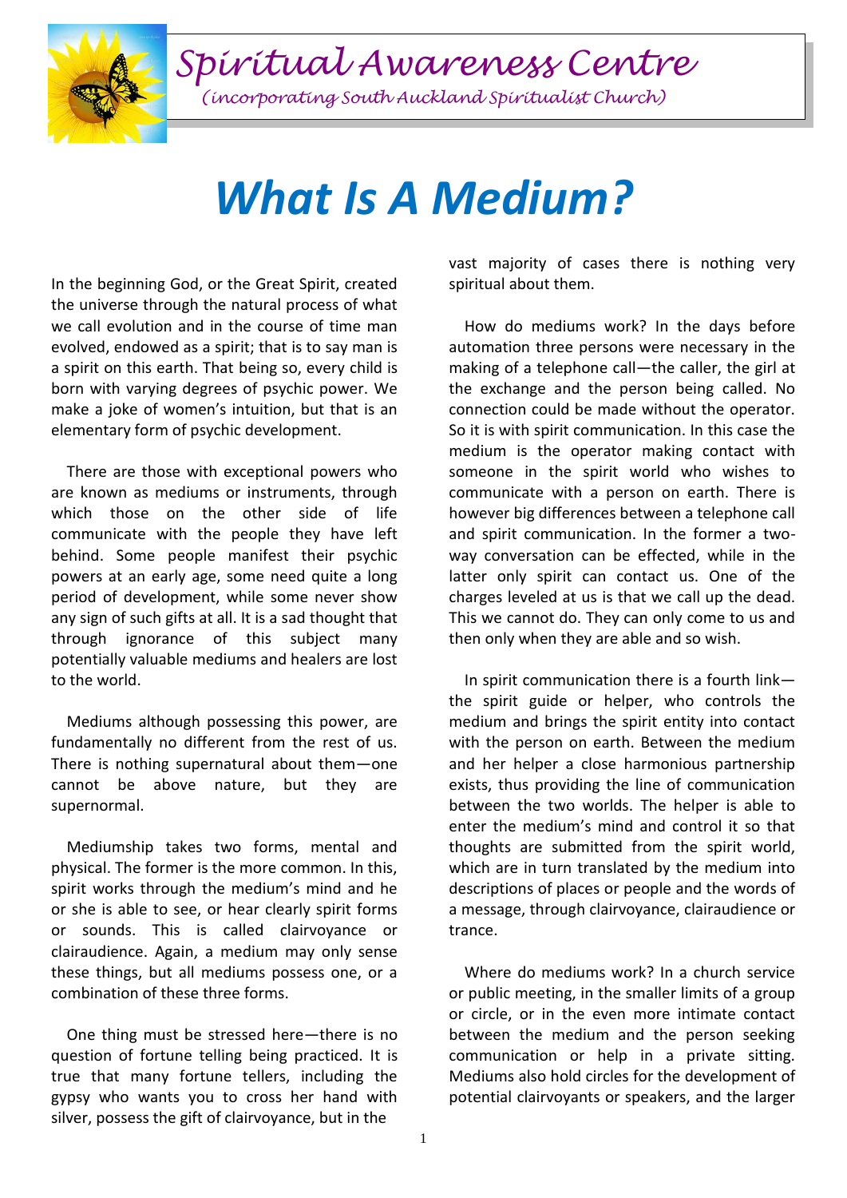# Spiritual Awareness Centre

*(incorporating South Auckland Spiritualist Church)*

# *What Is A Medium?*

In the beginning God, or the Great Spirit, created the universe through the natural process of what we call evolution and in the course of time man evolved, endowed as a spirit; that is to say man is a spirit on this earth. That being so, every child is born with varying degrees of psychic power. We make a joke of women's intuition, but that is an elementary form of psychic development.

There are those with exceptional powers who are known as mediums or instruments, through which those on the other side of life communicate with the people they have left behind. Some people manifest their psychic powers at an early age, some need quite a long period of development, while some never show any sign of such gifts at all. It is a sad thought that through ignorance of this subject many potentially valuable mediums and healers are lost to the world.

Mediums although possessing this power, are fundamentally no different from the rest of us. There is nothing supernatural about them—one cannot be above nature, but they are supernormal.

Mediumship takes two forms, mental and physical. The former is the more common. In this, spirit works through the medium's mind and he or she is able to see, or hear clearly spirit forms or sounds. This is called clairvoyance or clairaudience. Again, a medium may only sense these things, but all mediums possess one, or a combination of these three forms.

One thing must be stressed here—there is no question of fortune telling being practiced. It is true that many fortune tellers, including the gypsy who wants you to cross her hand with silver, possess the gift of clairvoyance, but in the vast majority of cases there is nothing very spiritual about them.

How do mediums work? In the days before automation three persons were necessary in the making of a telephone call—the caller, the girl at the exchange and the person being called. No connection could be made without the operator. So it is with spirit communication. In this case the medium is the operator making contact with someone in the spirit world who wishes to communicate with a person on earth. There is however big differences between a telephone call and spirit communication. In the former a two-way conversation can be effected, while in the latter only spirit can contact us. One of the charges leveled at us is that we call up the dead. This we cannot do. They can only come to us and then only when they are able and so wish.

In spirit communication there is a fourth link—the spirit guide or helper, who controls the medium and brings the spirit entity into contact with the person on earth. Between the medium and her helper a close harmonious partnership exists, thus providing the line of communication between the two worlds. The helper is able to enter the medium's mind and control it so that thoughts are submitted from the spirit world, which are in turn translated by the medium into descriptions of places or people and the words of a message, through clairvoyance, clairaudience or trance.

Where do mediums work? In a church service or public meeting, in the smaller limits of a group or circle, or in the even more intimate contact between the medium and the person seeking communication or help in a private sitting. Mediums also hold circles for the development of potential clairvoyants or speakers, and the larger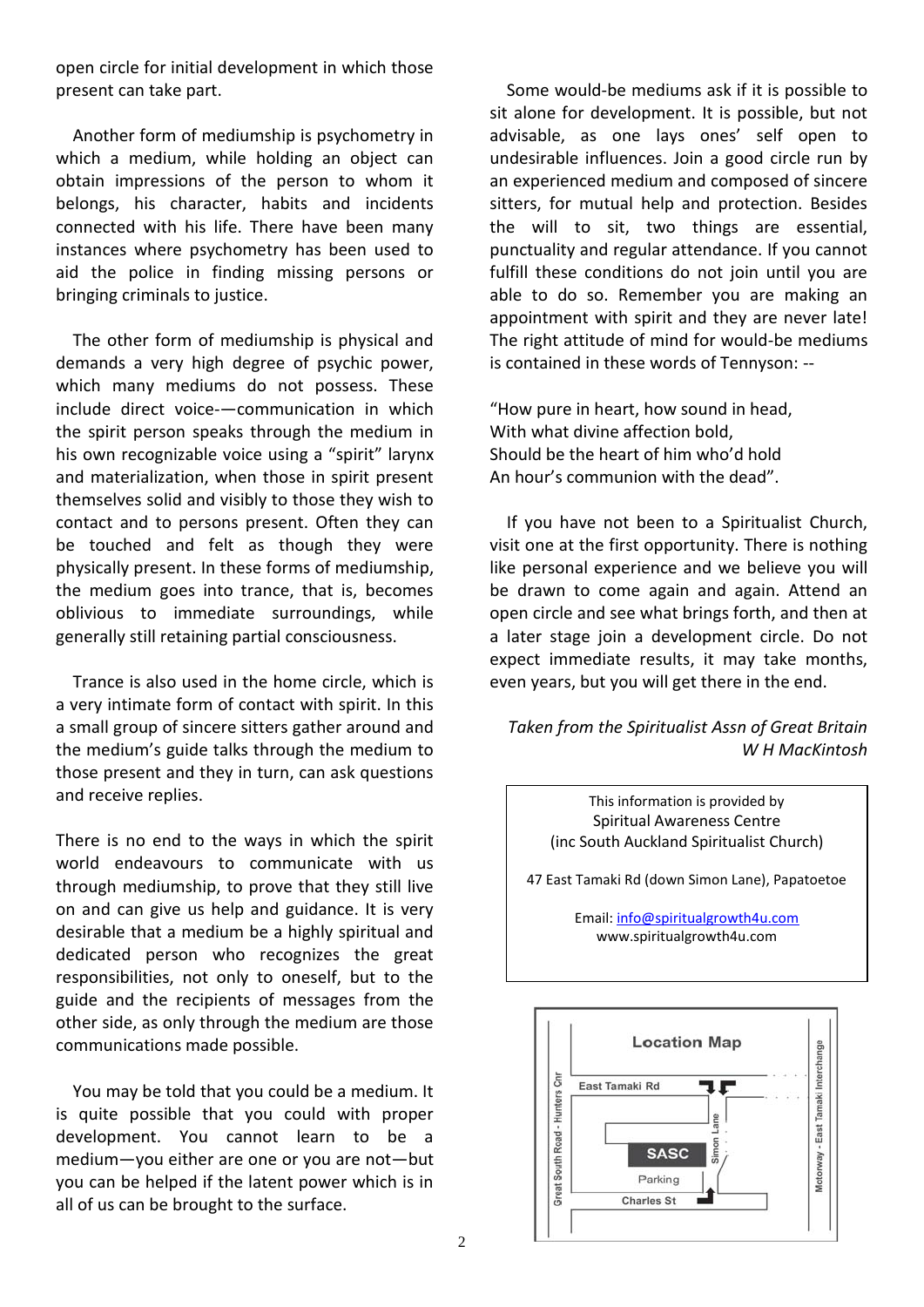open circle for initial development in which those present can take part.

Another form of mediumship is psychometry in which a medium, while holding an object can obtain impressions of the person to whom it belongs, his character, habits and incidents connected with his life. There have been many instances where psychometry has been used to aid the police in finding missing persons or bringing criminals to justice.

The other form of mediumship is physical and demands a very high degree of psychic power, which many mediums do not possess. These include direct voice-—communication in which the spirit person speaks through the medium in his own recognizable voice using a "spirit" larynx and materialization, when those in spirit present themselves solid and visibly to those they wish to contact and to persons present. Often they can be touched and felt as though they were physically present. In these forms of mediumship, the medium goes into trance, that is, becomes oblivious to immediate surroundings, while generally still retaining partial consciousness.

Trance is also used in the home circle, which is a very intimate form of contact with spirit. In this a small group of sincere sitters gather around and the medium's guide talks through the medium to those present and they in turn, can ask questions and receive replies.

There is no end to the ways in which the spirit world endeavours to communicate with us through mediumship, to prove that they still live on and can give us help and guidance. It is very desirable that a medium be a highly spiritual and dedicated person who recognizes the great responsibilities, not only to oneself, but to the guide and the recipients of messages from the other side, as only through the medium are those communications made possible.

You may be told that you could be a medium. It is quite possible that you could with proper development. You cannot learn to be a medium—you either are one or you are not—but you can be helped if the latent power which is in all of us can be brought to the surface.

Some would-be mediums ask if it is possible to sit alone for development. It is possible, but not advisable, as one lays ones' self open to undesirable influences. Join a good circle run by an experienced medium and composed of sincere sitters, for mutual help and protection. Besides the will to sit, two things are essential, punctuality and regular attendance. If you cannot fulfill these conditions do not join until you are able to do so. Remember you are making an appointment with spirit and they are never late! The right attitude of mind for would-be mediums is contained in these words of Tennyson: --

"How pure in heart, how sound in head,
With what divine affection bold,
Should be the heart of him who'd hold
An hour's communion with the dead".

If you have not been to a Spiritualist Church, visit one at the first opportunity. There is nothing like personal experience and we believe you will be drawn to come again and again. Attend an open circle and see what brings forth, and then at a later stage join a development circle. Do not expect immediate results, it may take months, even years, but you will get there in the end.

*Taken from the Spiritualist Assn of Great Britain*
*W H MacKintosh*

This information is provided by
Spiritual Awareness Centre
(inc South Auckland Spiritualist Church)

47 East Tamaki Rd (down Simon Lane), Papatoetoe

Email: info@spiritualgrowth4u.com
www.spiritualgrowth4u.com

Location Map

East Tamaki Rd

Simon Lane

SASC

Parking

Charles St

Great South Road - Hunters Cnr

Motorway - East Tamaki Interchange